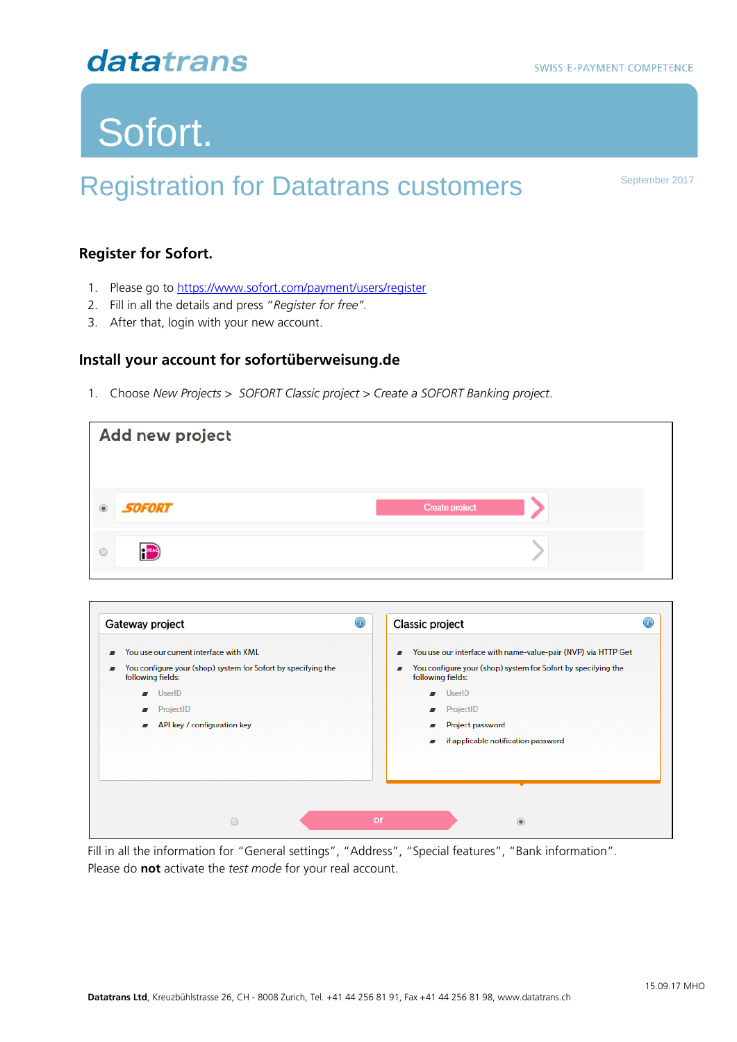datatrans

SWISS E-PAYMENT COMPETENCE

# Sofort.

## Registration for Datatrans customers

September 2017

### Register for Sofort.

1. Please go to https://www.sofort.com/payment/users/register
2. Fill in all the details and press "*Register for free"*.
3. After that, login with your new account.

### Install your account for sofortüberweisung.de

1. Choose *New Projects* > *SOFORT Classic project* > *Create a SOFORT Banking project*.

Add new project

SOFORT Create project

Gateway project

- You use our current interface with XML
- You configure your (shop) system for Sofort by specifying the following fields:
  - UserID
  - ProjectID
  - API key / configuration key

Classic project

- You use our interface with name-value-pair (NVP) via HTTP Get
- You configure your (shop) system for Sofort by specifying the following fields:
  - UserID
  - ProjectID
  - Project password
  - if applicable notification password

or

Fill in all the information for "General settings", "Address", "Special features", "Bank information".
Please do **not** activate the *test mode* for your real account.

15.09.17 MHO

**Datatrans Ltd**, Kreuzbühlstrasse 26, CH - 8008 Zurich, Tel. +41 44 256 81 91, Fax +41 44 256 81 98, www.datatrans.ch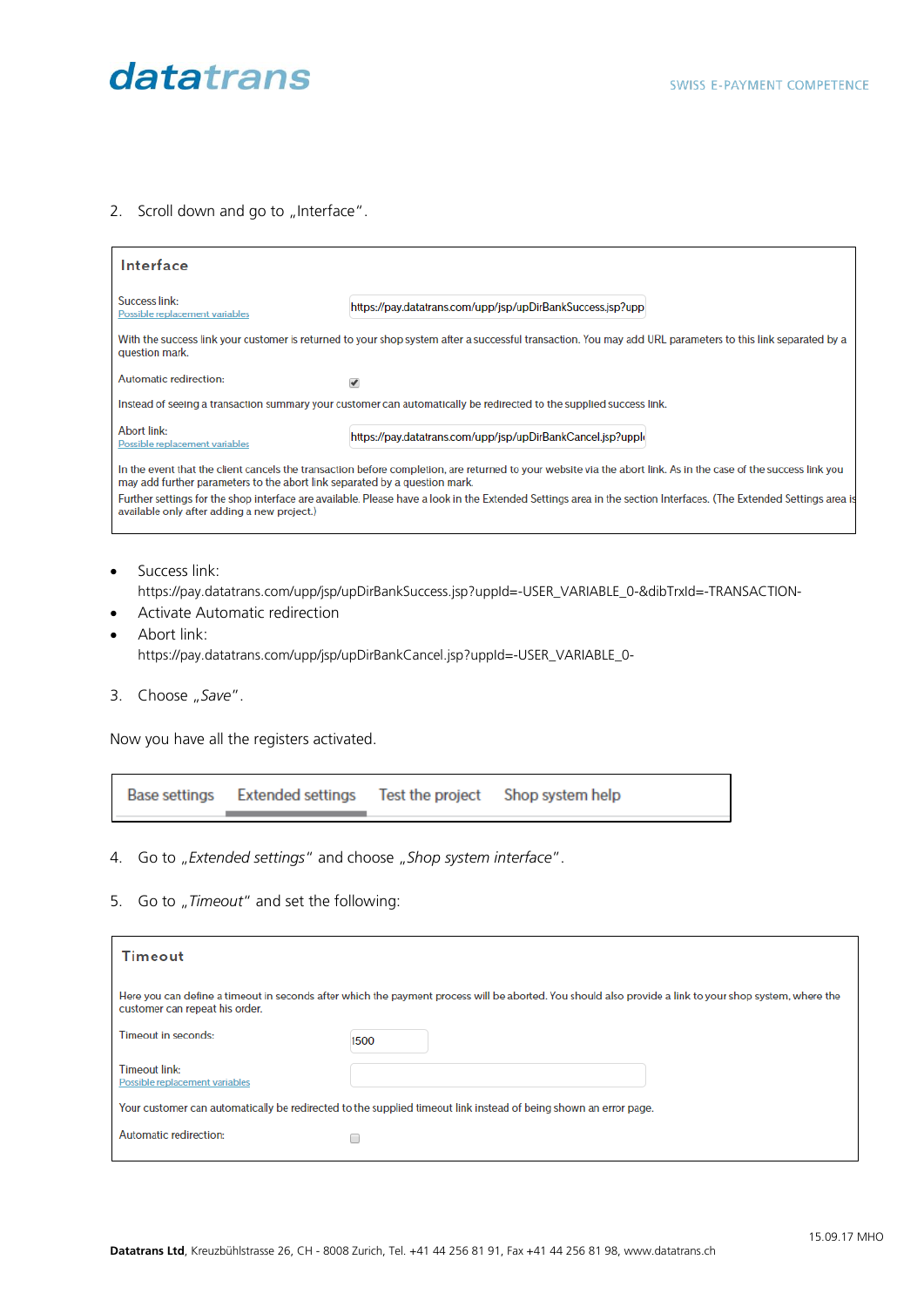2. Scroll down and go to „Interface".

**Interface**

Success link: https://pay.datatrans.com/upp/jsp/upDirBankSuccess.jsp?upp
Possible replacement variables

With the success link your customer is returned to your shop system after a successful transaction. You may add URL parameters to this link separated by a question mark.

Automatic redirection: ☑

Instead of seeing a transaction summary your customer can automatically be redirected to the supplied success link.

Abort link: https://pay.datatrans.com/upp/jsp/upDirBankCancel.jsp?uppl
Possible replacement variables

In the event that the client cancels the transaction before completion, are returned to your website via the abort link. As in the case of the success link you may add further parameters to the abort link separated by a question mark.
Further settings for the shop interface are available. Please have a look in the Extended Settings area in the section Interfaces. (The Extended Settings area is available only after adding a new project.)

- Success link:
  https://pay.datatrans.com/upp/jsp/upDirBankSuccess.jsp?uppId=-USER_VARIABLE_0-&dibTrxId=-TRANSACTION-
- Activate Automatic redirection
- Abort link:
  https://pay.datatrans.com/upp/jsp/upDirBankCancel.jsp?uppId=-USER_VARIABLE_0-

3. Choose „*Save*".

Now you have all the registers activated.

Base settings | Extended settings | Test the project | Shop system help

4. Go to „*Extended settings*" and choose „*Shop system interface*".

5. Go to „*Timeout*" and set the following:

**Timeout**

Here you can define a timeout in seconds after which the payment process will be aborted. You should also provide a link to your shop system, where the customer can repeat his order.

Timeout in seconds: 1500

Timeout link:
Possible replacement variables

Your customer can automatically be redirected to the supplied timeout link instead of being shown an error page.

Automatic redirection: ☐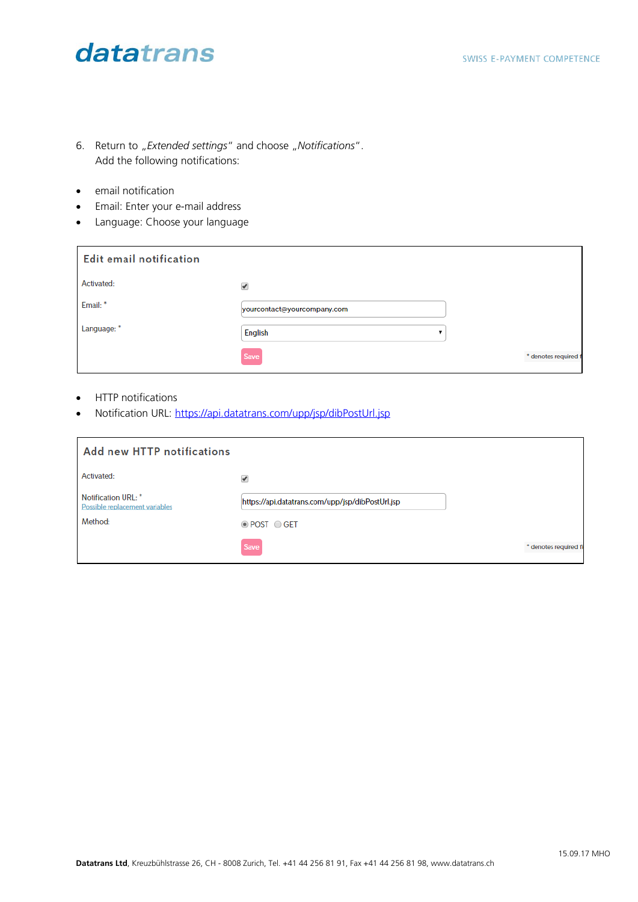6. Return to „*Extended settings*" and choose „*Notifications*".
   Add the following notifications:

- email notification
- Email: Enter your e-mail address
- Language: Choose your language

**Edit email notification**

| | |
|---|---|
| Activated: | ☑ |
| Email: * | yourcontact@yourcompany.com |
| Language: * | English |
| | Save |

\* denotes required f

- HTTP notifications
- Notification URL: https://api.datatrans.com/upp/jsp/dibPostUrl.jsp

**Add new HTTP notifications**

| | |
|---|---|
| Activated: | ☑ |
| Notification URL: * Possible replacement variables | https://api.datatrans.com/upp/jsp/dibPostUrl.jsp |
| Method: | ◉ POST ◯ GET |
| | Save |

\* denotes required fi

15.09.17 MHO

**Datatrans Ltd**, Kreuzbühlstrasse 26, CH - 8008 Zurich, Tel. +41 44 256 81 91, Fax +41 44 256 81 98, www.datatrans.ch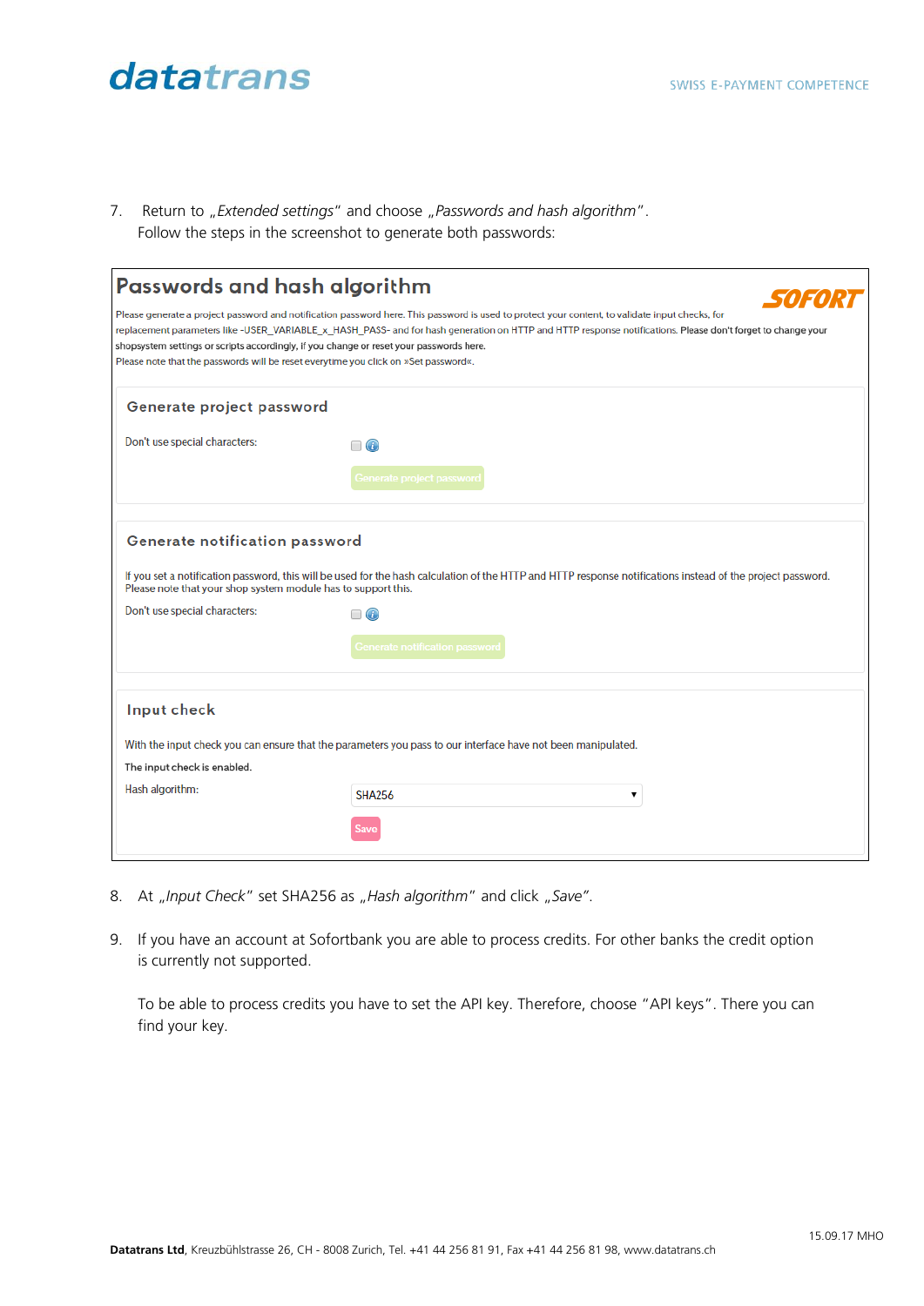7. Return to „*Extended settings*" and choose „*Passwords and hash algorithm*".
   Follow the steps in the screenshot to generate both passwords:

## Passwords and hash algorithm

SOFORT

Please generate a project password and notification password here. This password is used to protect your content, to validate input checks, for replacement parameters like -USER_VARIABLE_x_HASH_PASS- and for hash generation on HTTP and HTTP response notifications. Please don't forget to change your shopsystem settings or scripts accordingly, if you change or reset your passwords here.
Please note that the passwords will be reset everytime you click on »Set password«.

### Generate project password

Don't use special characters:

Generate project password

### Generate notification password

If you set a notification password, this will be used for the hash calculation of the HTTP and HTTP response notifications instead of the project password. Please note that your shop system module has to support this.

Don't use special characters:

Generate notification password

### Input check

With the input check you can ensure that the parameters you pass to our interface have not been manipulated.

The input check is enabled.

Hash algorithm: SHA256

Save

8. At „*Input Check*" set SHA256 as „*Hash algorithm*" and click „*Save*".

9. If you have an account at Sofortbank you are able to process credits. For other banks the credit option is currently not supported.

   To be able to process credits you have to set the API key. Therefore, choose "API keys". There you can find your key.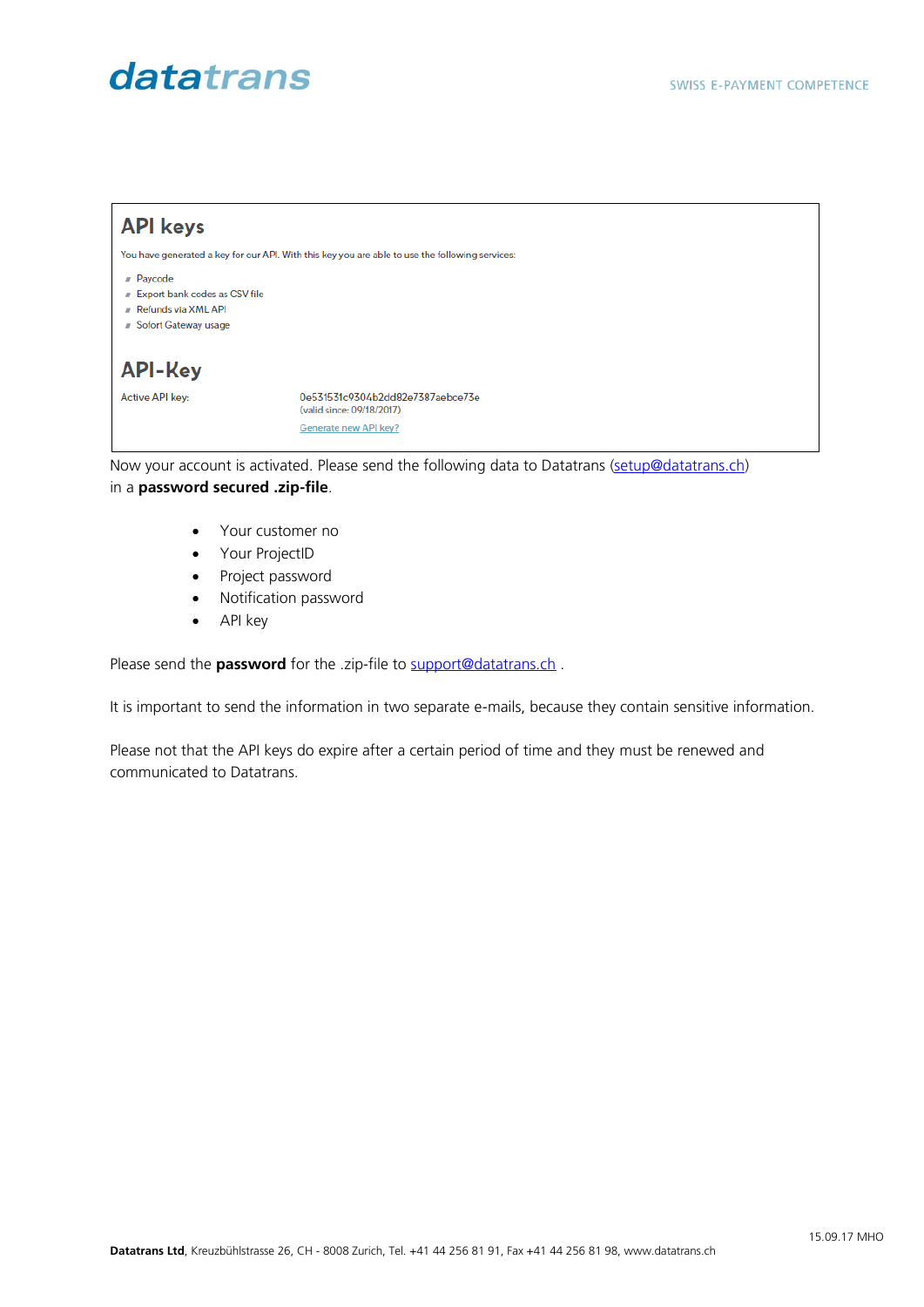## API keys

You have generated a key for our API. With this key you are able to use the following services:

- Paycode
- Export bank codes as CSV file
- Refunds via XML API
- Sofort Gateway usage

## API-Key

| Active API key: | 0e531531c9304b2dd82e7387aebce73e (valid since: 09/18/2017) Generate new API key? |
| --- | --- |

Now your account is activated. Please send the following data to Datatrans (setup@datatrans.ch) in a **password secured .zip-file**.

- Your customer no
- Your ProjectID
- Project password
- Notification password
- API key

Please send the **password** for the .zip-file to support@datatrans.ch .

It is important to send the information in two separate e-mails, because they contain sensitive information.

Please not that the API keys do expire after a certain period of time and they must be renewed and communicated to Datatrans.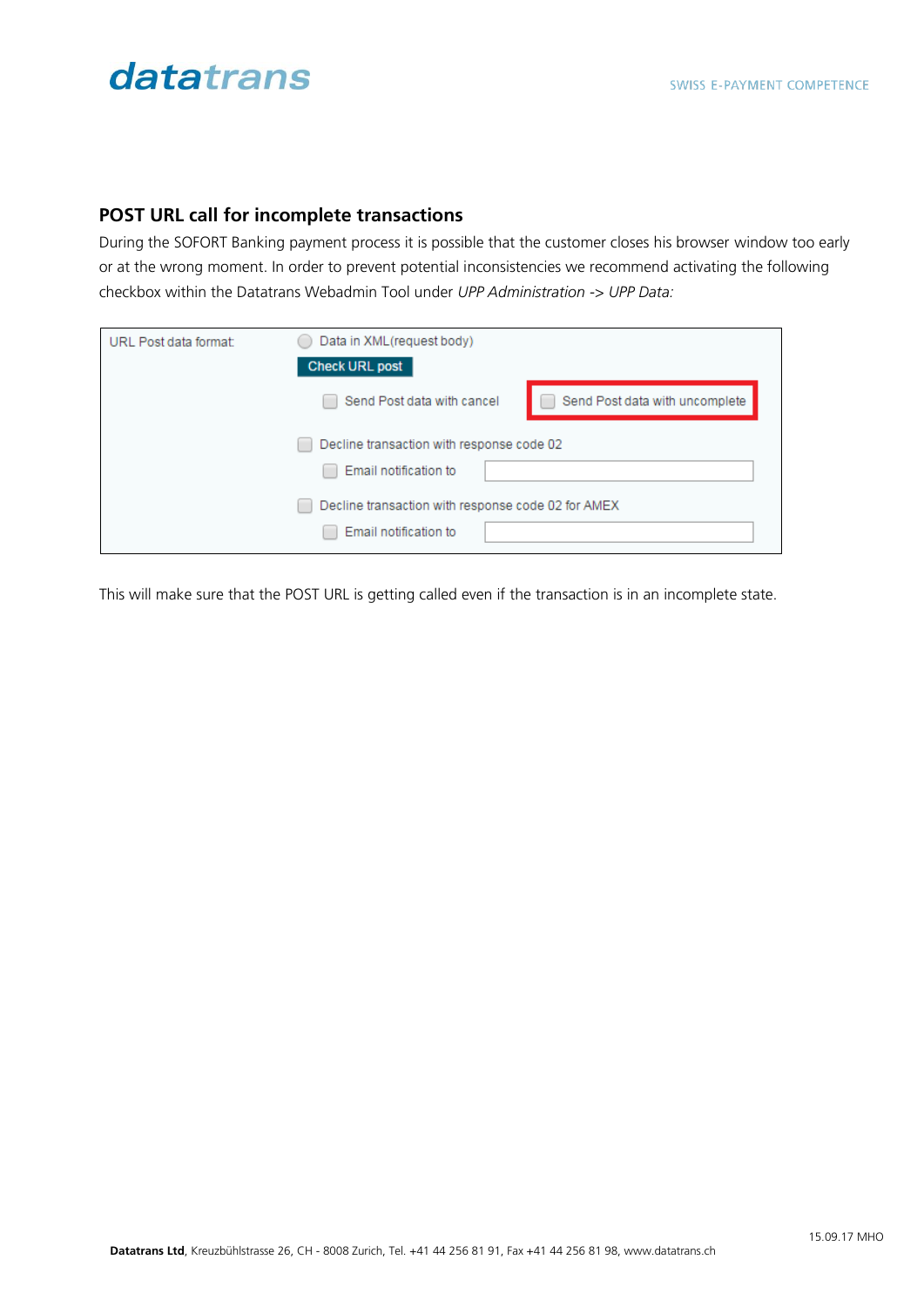## POST URL call for incomplete transactions

During the SOFORT Banking payment process it is possible that the customer closes his browser window too early or at the wrong moment. In order to prevent potential inconsistencies we recommend activating the following checkbox within the Datatrans Webadmin Tool under *UPP Administration -> UPP Data:*

URL Post data format:

Data in XML(request body)

Check URL post

Send Post data with cancel

Send Post data with uncomplete

Decline transaction with response code 02

Email notification to

Decline transaction with response code 02 for AMEX

Email notification to

This will make sure that the POST URL is getting called even if the transaction is in an incomplete state.